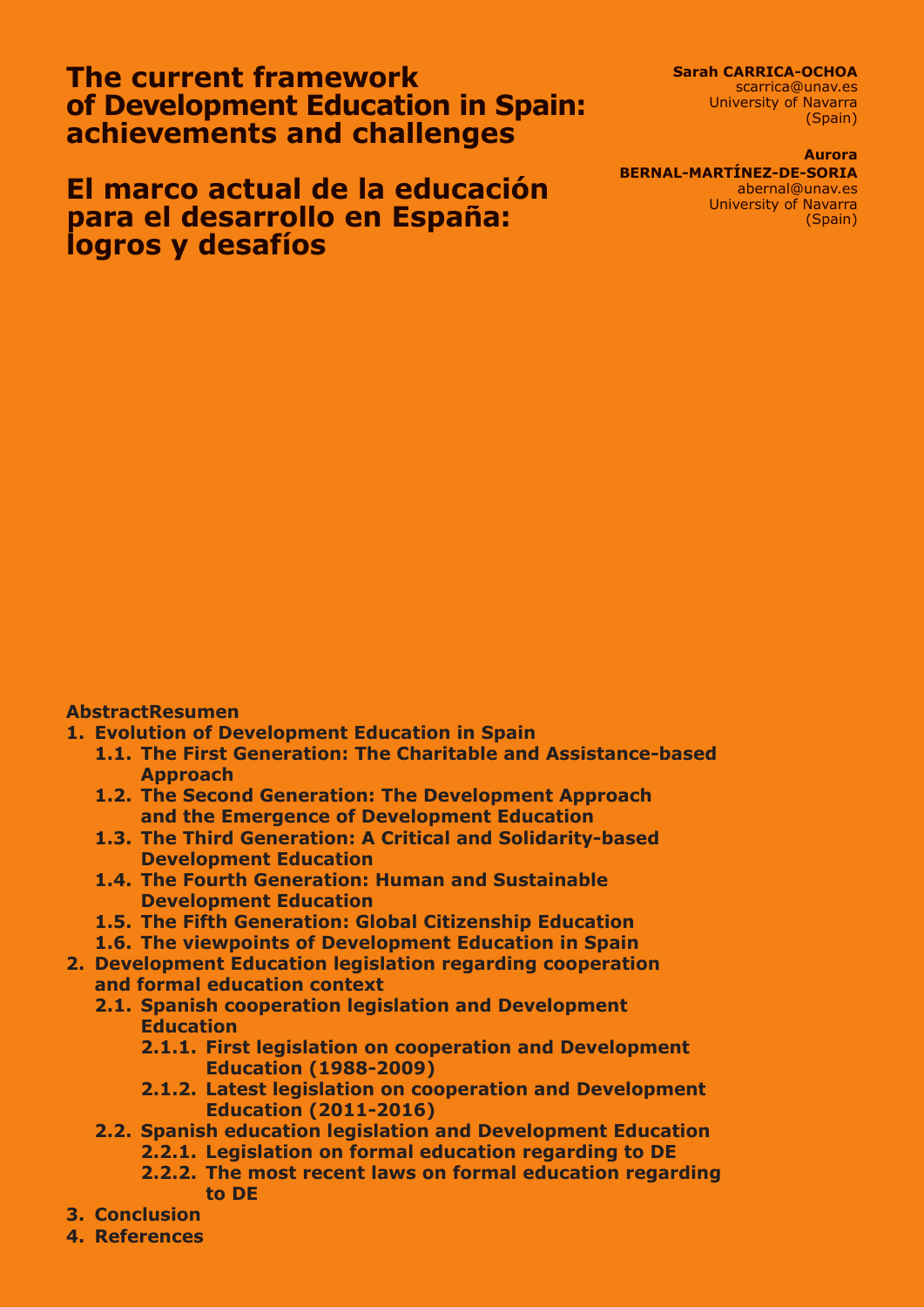# The current framework of Development Education in Spain: achievements and challenges

# El marco actual de la educación para el desarrollo en España: logros y desafíos

**Sarah CARRICA-OCHOA**
scarrica@unav.es
University of Navarra
(Spain)

**Aurora BERNAL-MARTÍNEZ-DE-SORIA**
abernal@unav.es
University of Navarra
(Spain)

**AbstractResumen**

1. **Evolution of Development Education in Spain**
   1.1. **The First Generation: The Charitable and Assistance-based Approach**
   1.2. **The Second Generation: The Development Approach and the Emergence of Development Education**
   1.3. **The Third Generation: A Critical and Solidarity-based Development Education**
   1.4. **The Fourth Generation: Human and Sustainable Development Education**
   1.5. **The Fifth Generation: Global Citizenship Education**
   1.6. **The viewpoints of Development Education in Spain**
2. **Development Education legislation regarding cooperation and formal education context**
   2.1. **Spanish cooperation legislation and Development Education**
      2.1.1. **First legislation on cooperation and Development Education (1988-2009)**
      2.1.2. **Latest legislation on cooperation and Development Education (2011-2016)**
   2.2. **Spanish education legislation and Development Education**
      2.2.1. **Legislation on formal education regarding to DE**
      2.2.2. **The most recent laws on formal education regarding to DE**
3. **Conclusion**
4. **References**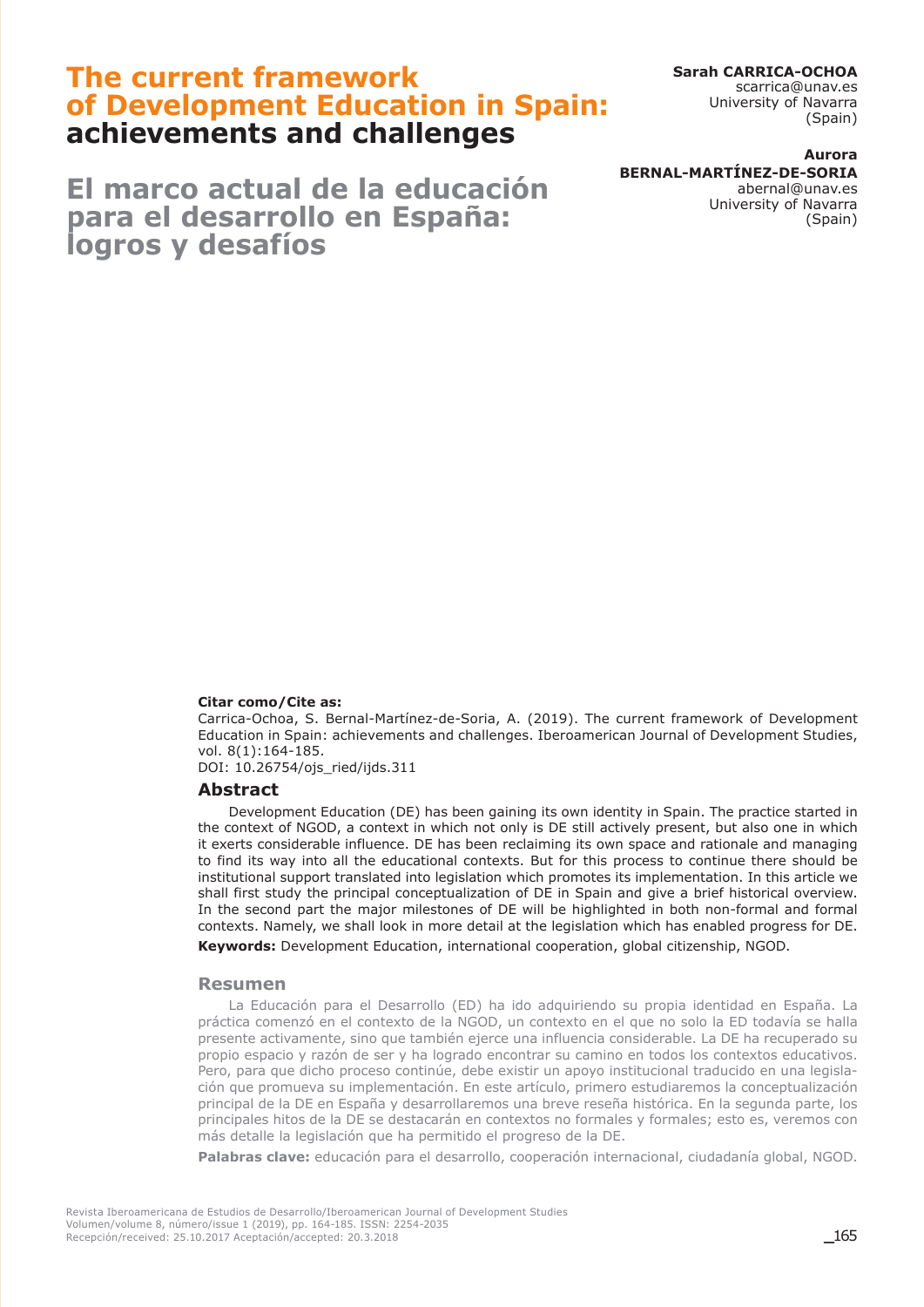# The current framework of Development Education in Spain: achievements and challenges

# El marco actual de la educación para el desarrollo en España: logros y desafíos

**Sarah CARRICA-OCHOA**
scarrica@unav.es
University of Navarra
(Spain)

**Aurora BERNAL-MARTÍNEZ-DE-SORIA**
abernal@unav.es
University of Navarra
(Spain)

**Citar como/Cite as:**
Carrica-Ochoa, S. Bernal-Martínez-de-Soria, A. (2019). The current framework of Development Education in Spain: achievements and challenges. Iberoamerican Journal of Development Studies, vol. 8(1):164-185.
DOI: 10.26754/ojs_ried/ijds.311

## Abstract

Development Education (DE) has been gaining its own identity in Spain. The practice started in the context of NGOD, a context in which not only is DE still actively present, but also one in which it exerts considerable influence. DE has been reclaiming its own space and rationale and managing to find its way into all the educational contexts. But for this process to continue there should be institutional support translated into legislation which promotes its implementation. In this article we shall first study the principal conceptualization of DE in Spain and give a brief historical overview. In the second part the major milestones of DE will be highlighted in both non-formal and formal contexts. Namely, we shall look in more detail at the legislation which has enabled progress for DE.

**Keywords:** Development Education, international cooperation, global citizenship, NGOD.

## Resumen

La Educación para el Desarrollo (ED) ha ido adquiriendo su propia identidad en España. La práctica comenzó en el contexto de la NGOD, un contexto en el que no solo la ED todavía se halla presente activamente, sino que también ejerce una influencia considerable. La DE ha recuperado su propio espacio y razón de ser y ha logrado encontrar su camino en todos los contextos educativos. Pero, para que dicho proceso continúe, debe existir un apoyo institucional traducido en una legislación que promueva su implementación. En este artículo, primero estudiaremos la conceptualización principal de la DE en España y desarrollaremos una breve reseña histórica. En la segunda parte, los principales hitos de la DE se destacarán en contextos no formales y formales; esto es, veremos con más detalle la legislación que ha permitido el progreso de la DE.

**Palabras clave:** educación para el desarrollo, cooperación internacional, ciudadanía global, NGOD.

Recepción/received: 25.10.2017 Aceptación/accepted: 20.3.2018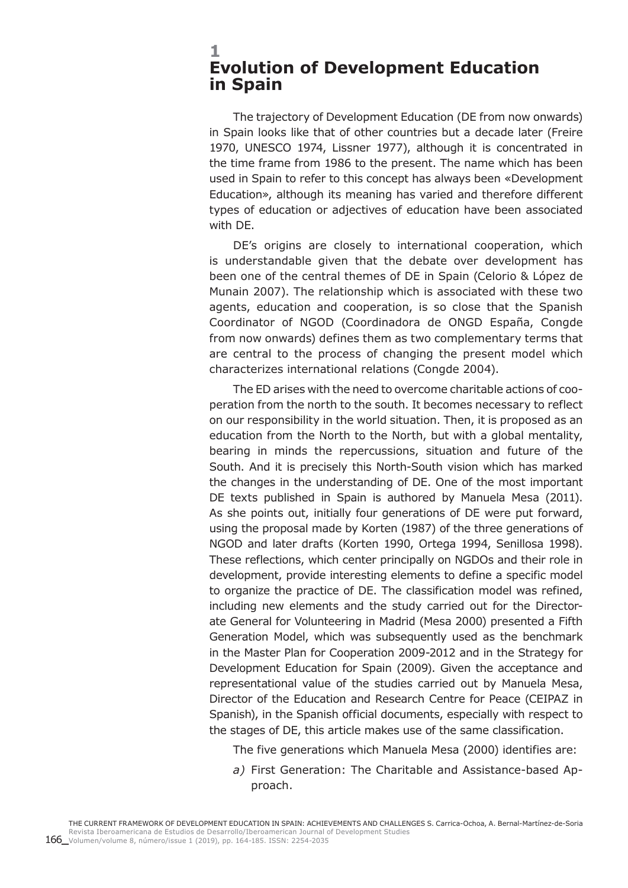# 1 Evolution of Development Education in Spain

The trajectory of Development Education (DE from now onwards) in Spain looks like that of other countries but a decade later (Freire 1970, UNESCO 1974, Lissner 1977), although it is concentrated in the time frame from 1986 to the present. The name which has been used in Spain to refer to this concept has always been «Development Education», although its meaning has varied and therefore different types of education or adjectives of education have been associated with DE.

DE's origins are closely to international cooperation, which is understandable given that the debate over development has been one of the central themes of DE in Spain (Celorio & López de Munain 2007). The relationship which is associated with these two agents, education and cooperation, is so close that the Spanish Coordinator of NGOD (Coordinadora de ONGD España, Congde from now onwards) defines them as two complementary terms that are central to the process of changing the present model which characterizes international relations (Congde 2004).

The ED arises with the need to overcome charitable actions of cooperation from the north to the south. It becomes necessary to reflect on our responsibility in the world situation. Then, it is proposed as an education from the North to the North, but with a global mentality, bearing in minds the repercussions, situation and future of the South. And it is precisely this North-South vision which has marked the changes in the understanding of DE. One of the most important DE texts published in Spain is authored by Manuela Mesa (2011). As she points out, initially four generations of DE were put forward, using the proposal made by Korten (1987) of the three generations of NGOD and later drafts (Korten 1990, Ortega 1994, Senillosa 1998). These reflections, which center principally on NGDOs and their role in development, provide interesting elements to define a specific model to organize the practice of DE. The classification model was refined, including new elements and the study carried out for the Directorate General for Volunteering in Madrid (Mesa 2000) presented a Fifth Generation Model, which was subsequently used as the benchmark in the Master Plan for Cooperation 2009-2012 and in the Strategy for Development Education for Spain (2009). Given the acceptance and representational value of the studies carried out by Manuela Mesa, Director of the Education and Research Centre for Peace (CEIPAZ in Spanish), in the Spanish official documents, especially with respect to the stages of DE, this article makes use of the same classification.

The five generations which Manuela Mesa (2000) identifies are:

*a)* First Generation: The Charitable and Assistance-based Approach.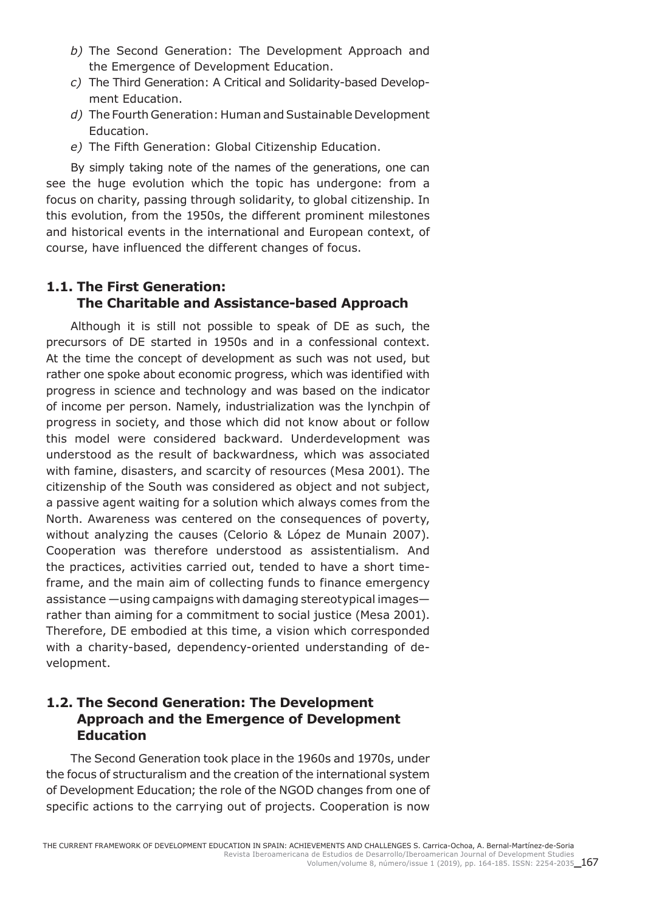*b)* The Second Generation: The Development Approach and the Emergence of Development Education.

*c)* The Third Generation: A Critical and Solidarity-based Development Education.

*d)* The Fourth Generation: Human and Sustainable Development Education.

*e)* The Fifth Generation: Global Citizenship Education.

By simply taking note of the names of the generations, one can see the huge evolution which the topic has undergone: from a focus on charity, passing through solidarity, to global citizenship. In this evolution, from the 1950s, the different prominent milestones and historical events in the international and European context, of course, have influenced the different changes of focus.

### 1.1. The First Generation: The Charitable and Assistance-based Approach

Although it is still not possible to speak of DE as such, the precursors of DE started in 1950s and in a confessional context. At the time the concept of development as such was not used, but rather one spoke about economic progress, which was identified with progress in science and technology and was based on the indicator of income per person. Namely, industrialization was the lynchpin of progress in society, and those which did not know about or follow this model were considered backward. Underdevelopment was understood as the result of backwardness, which was associated with famine, disasters, and scarcity of resources (Mesa 2001). The citizenship of the South was considered as object and not subject, a passive agent waiting for a solution which always comes from the North. Awareness was centered on the consequences of poverty, without analyzing the causes (Celorio & López de Munain 2007). Cooperation was therefore understood as assistentialism. And the practices, activities carried out, tended to have a short timeframe, and the main aim of collecting funds to finance emergency assistance —using campaigns with damaging stereotypical images— rather than aiming for a commitment to social justice (Mesa 2001). Therefore, DE embodied at this time, a vision which corresponded with a charity-based, dependency-oriented understanding of development.

### 1.2. The Second Generation: The Development Approach and the Emergence of Development Education

The Second Generation took place in the 1960s and 1970s, under the focus of structuralism and the creation of the international system of Development Education; the role of the NGOD changes from one of specific actions to the carrying out of projects. Cooperation is now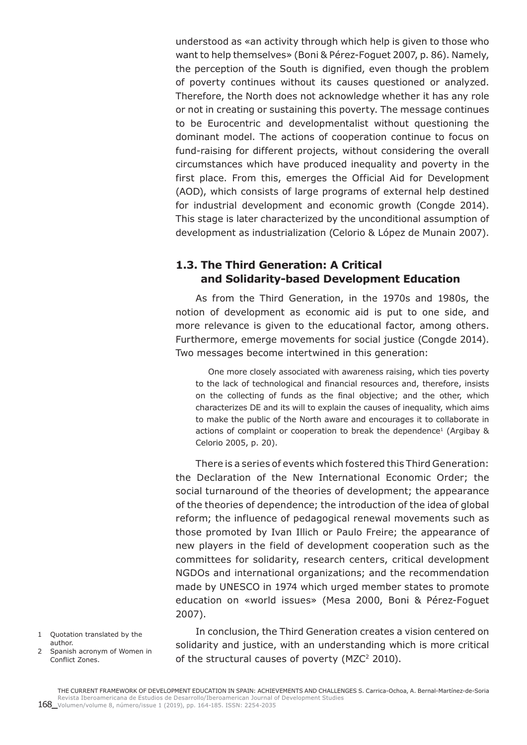understood as «an activity through which help is given to those who want to help themselves» (Boni & Pérez-Foguet 2007, p. 86). Namely, the perception of the South is dignified, even though the problem of poverty continues without its causes questioned or analyzed. Therefore, the North does not acknowledge whether it has any role or not in creating or sustaining this poverty. The message continues to be Eurocentric and developmentalist without questioning the dominant model. The actions of cooperation continue to focus on fund-raising for different projects, without considering the overall circumstances which have produced inequality and poverty in the first place. From this, emerges the Official Aid for Development (AOD), which consists of large programs of external help destined for industrial development and economic growth (Congde 2014). This stage is later characterized by the unconditional assumption of development as industrialization (Celorio & López de Munain 2007).

## 1.3. The Third Generation: A Critical and Solidarity-based Development Education

As from the Third Generation, in the 1970s and 1980s, the notion of development as economic aid is put to one side, and more relevance is given to the educational factor, among others. Furthermore, emerge movements for social justice (Congde 2014). Two messages become intertwined in this generation:

> One more closely associated with awareness raising, which ties poverty to the lack of technological and financial resources and, therefore, insists on the collecting of funds as the final objective; and the other, which characterizes DE and its will to explain the causes of inequality, which aims to make the public of the North aware and encourages it to collaborate in actions of complaint or cooperation to break the dependence[1] (Argibay & Celorio 2005, p. 20).

There is a series of events which fostered this Third Generation: the Declaration of the New International Economic Order; the social turnaround of the theories of development; the appearance of the theories of dependence; the introduction of the idea of global reform; the influence of pedagogical renewal movements such as those promoted by Ivan Illich or Paulo Freire; the appearance of new players in the field of development cooperation such as the committees for solidarity, research centers, critical development NGDOs and international organizations; and the recommendation made by UNESCO in 1974 which urged member states to promote education on «world issues» (Mesa 2000, Boni & Pérez-Foguet 2007).

In conclusion, the Third Generation creates a vision centered on solidarity and justice, with an understanding which is more critical of the structural causes of poverty (MZC[2] 2010).

1 Quotation translated by the author.

2 Spanish acronym of Women in Conflict Zones.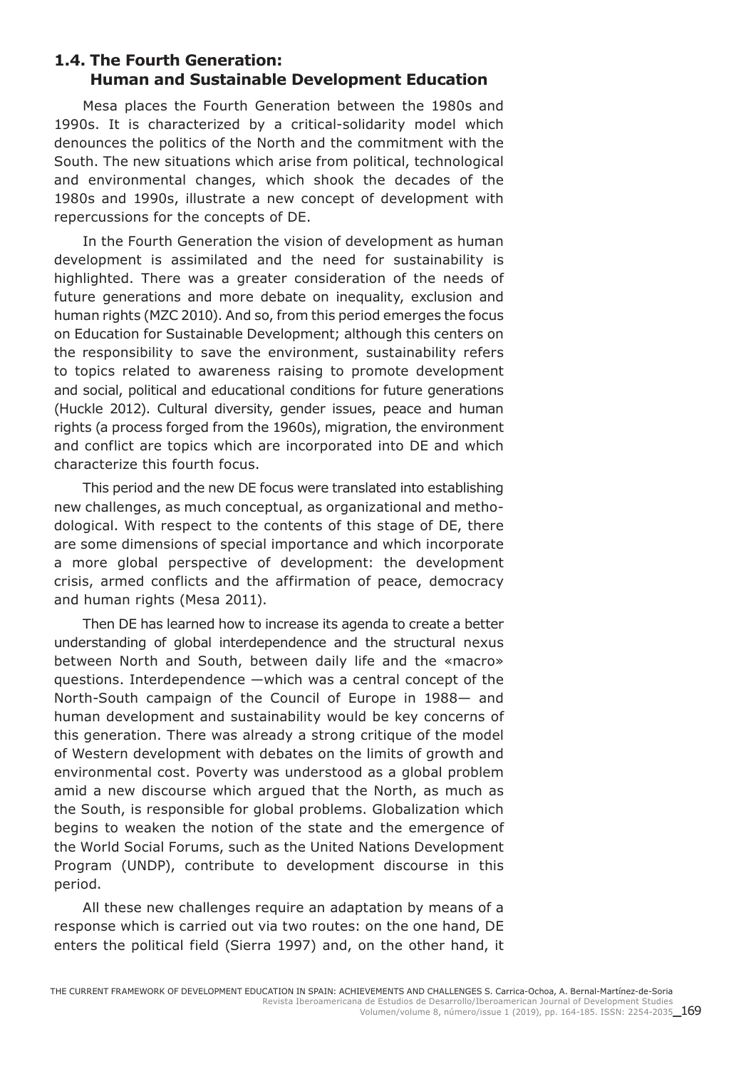### 1.4. The Fourth Generation: Human and Sustainable Development Education

Mesa places the Fourth Generation between the 1980s and 1990s. It is characterized by a critical-solidarity model which denounces the politics of the North and the commitment with the South. The new situations which arise from political, technological and environmental changes, which shook the decades of the 1980s and 1990s, illustrate a new concept of development with repercussions for the concepts of DE.

In the Fourth Generation the vision of development as human development is assimilated and the need for sustainability is highlighted. There was a greater consideration of the needs of future generations and more debate on inequality, exclusion and human rights (MZC 2010). And so, from this period emerges the focus on Education for Sustainable Development; although this centers on the responsibility to save the environment, sustainability refers to topics related to awareness raising to promote development and social, political and educational conditions for future generations (Huckle 2012). Cultural diversity, gender issues, peace and human rights (a process forged from the 1960s), migration, the environment and conflict are topics which are incorporated into DE and which characterize this fourth focus.

This period and the new DE focus were translated into establishing new challenges, as much conceptual, as organizational and methodological. With respect to the contents of this stage of DE, there are some dimensions of special importance and which incorporate a more global perspective of development: the development crisis, armed conflicts and the affirmation of peace, democracy and human rights (Mesa 2011).

Then DE has learned how to increase its agenda to create a better understanding of global interdependence and the structural nexus between North and South, between daily life and the «macro» questions. Interdependence —which was a central concept of the North-South campaign of the Council of Europe in 1988— and human development and sustainability would be key concerns of this generation. There was already a strong critique of the model of Western development with debates on the limits of growth and environmental cost. Poverty was understood as a global problem amid a new discourse which argued that the North, as much as the South, is responsible for global problems. Globalization which begins to weaken the notion of the state and the emergence of the World Social Forums, such as the United Nations Development Program (UNDP), contribute to development discourse in this period.

All these new challenges require an adaptation by means of a response which is carried out via two routes: on the one hand, DE enters the political field (Sierra 1997) and, on the other hand, it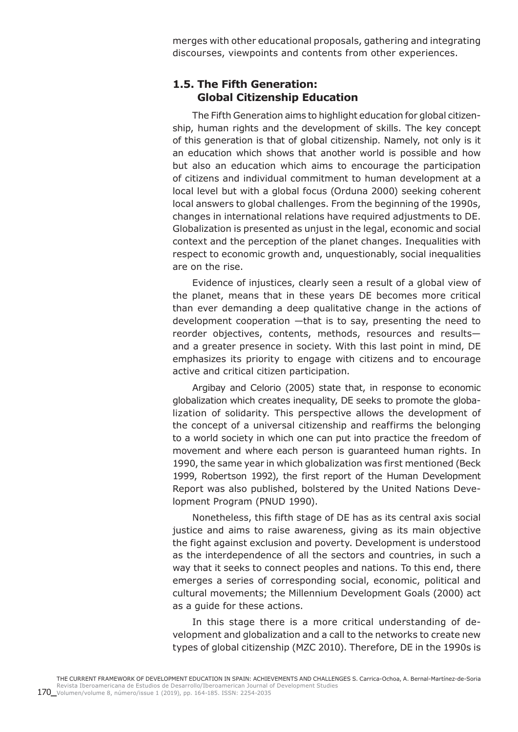merges with other educational proposals, gathering and integrating discourses, viewpoints and contents from other experiences.

### 1.5. The Fifth Generation: Global Citizenship Education

The Fifth Generation aims to highlight education for global citizenship, human rights and the development of skills. The key concept of this generation is that of global citizenship. Namely, not only is it an education which shows that another world is possible and how but also an education which aims to encourage the participation of citizens and individual commitment to human development at a local level but with a global focus (Orduna 2000) seeking coherent local answers to global challenges. From the beginning of the 1990s, changes in international relations have required adjustments to DE. Globalization is presented as unjust in the legal, economic and social context and the perception of the planet changes. Inequalities with respect to economic growth and, unquestionably, social inequalities are on the rise.

Evidence of injustices, clearly seen a result of a global view of the planet, means that in these years DE becomes more critical than ever demanding a deep qualitative change in the actions of development cooperation —that is to say, presenting the need to reorder objectives, contents, methods, resources and results— and a greater presence in society. With this last point in mind, DE emphasizes its priority to engage with citizens and to encourage active and critical citizen participation.

Argibay and Celorio (2005) state that, in response to economic globalization which creates inequality, DE seeks to promote the globalization of solidarity. This perspective allows the development of the concept of a universal citizenship and reaffirms the belonging to a world society in which one can put into practice the freedom of movement and where each person is guaranteed human rights. In 1990, the same year in which globalization was first mentioned (Beck 1999, Robertson 1992), the first report of the Human Development Report was also published, bolstered by the United Nations Development Program (PNUD 1990).

Nonetheless, this fifth stage of DE has as its central axis social justice and aims to raise awareness, giving as its main objective the fight against exclusion and poverty. Development is understood as the interdependence of all the sectors and countries, in such a way that it seeks to connect peoples and nations. To this end, there emerges a series of corresponding social, economic, political and cultural movements; the Millennium Development Goals (2000) act as a guide for these actions.

In this stage there is a more critical understanding of development and globalization and a call to the networks to create new types of global citizenship (MZC 2010). Therefore, DE in the 1990s is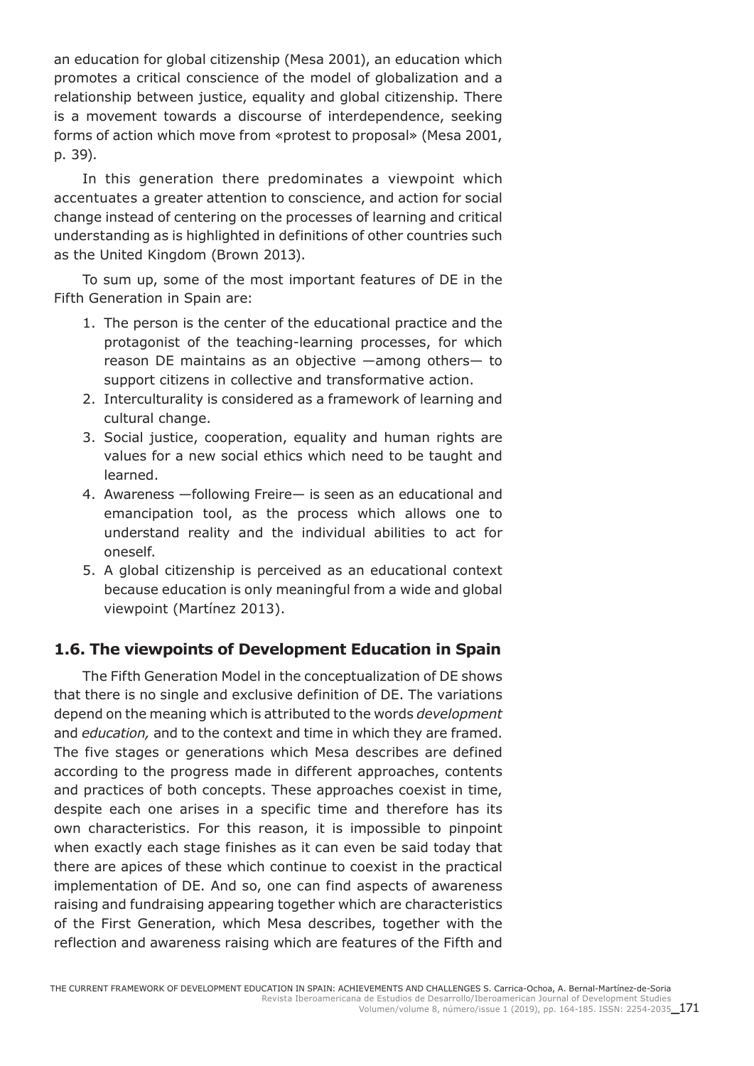an education for global citizenship (Mesa 2001), an education which promotes a critical conscience of the model of globalization and a relationship between justice, equality and global citizenship. There is a movement towards a discourse of interdependence, seeking forms of action which move from «protest to proposal» (Mesa 2001, p. 39).

In this generation there predominates a viewpoint which accentuates a greater attention to conscience, and action for social change instead of centering on the processes of learning and critical understanding as is highlighted in definitions of other countries such as the United Kingdom (Brown 2013).

To sum up, some of the most important features of DE in the Fifth Generation in Spain are:

1. The person is the center of the educational practice and the protagonist of the teaching-learning processes, for which reason DE maintains as an objective —among others— to support citizens in collective and transformative action.
2. Interculturality is considered as a framework of learning and cultural change.
3. Social justice, cooperation, equality and human rights are values for a new social ethics which need to be taught and learned.
4. Awareness —following Freire— is seen as an educational and emancipation tool, as the process which allows one to understand reality and the individual abilities to act for oneself.
5. A global citizenship is perceived as an educational context because education is only meaningful from a wide and global viewpoint (Martínez 2013).

## 1.6. The viewpoints of Development Education in Spain

The Fifth Generation Model in the conceptualization of DE shows that there is no single and exclusive definition of DE. The variations depend on the meaning which is attributed to the words *development* and *education,* and to the context and time in which they are framed. The five stages or generations which Mesa describes are defined according to the progress made in different approaches, contents and practices of both concepts. These approaches coexist in time, despite each one arises in a specific time and therefore has its own characteristics. For this reason, it is impossible to pinpoint when exactly each stage finishes as it can even be said today that there are apices of these which continue to coexist in the practical implementation of DE. And so, one can find aspects of awareness raising and fundraising appearing together which are characteristics of the First Generation, which Mesa describes, together with the reflection and awareness raising which are features of the Fifth and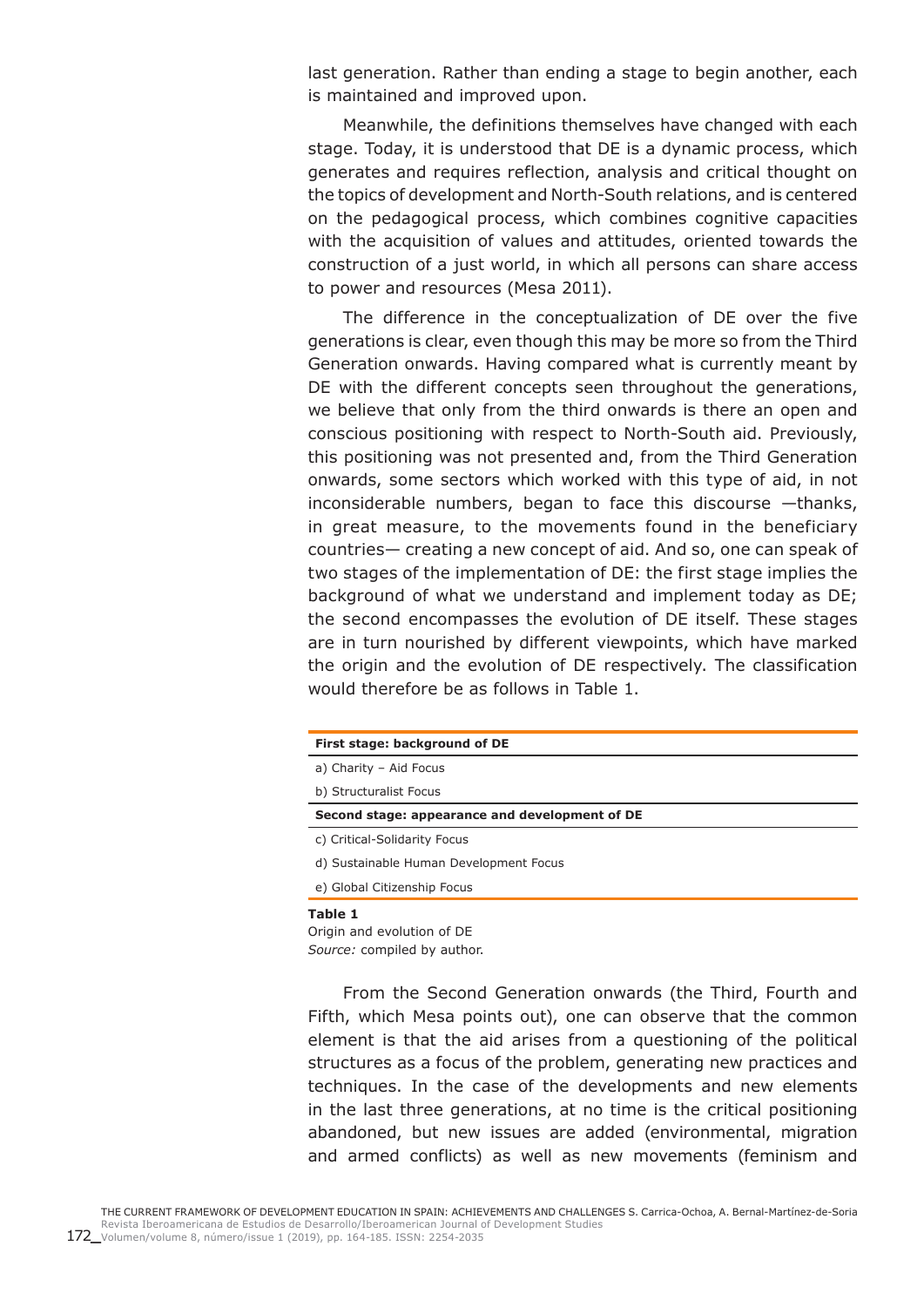last generation. Rather than ending a stage to begin another, each is maintained and improved upon.

Meanwhile, the definitions themselves have changed with each stage. Today, it is understood that DE is a dynamic process, which generates and requires reflection, analysis and critical thought on the topics of development and North-South relations, and is centered on the pedagogical process, which combines cognitive capacities with the acquisition of values and attitudes, oriented towards the construction of a just world, in which all persons can share access to power and resources (Mesa 2011).

The difference in the conceptualization of DE over the five generations is clear, even though this may be more so from the Third Generation onwards. Having compared what is currently meant by DE with the different concepts seen throughout the generations, we believe that only from the third onwards is there an open and conscious positioning with respect to North-South aid. Previously, this positioning was not presented and, from the Third Generation onwards, some sectors which worked with this type of aid, in not inconsiderable numbers, began to face this discourse —thanks, in great measure, to the movements found in the beneficiary countries— creating a new concept of aid. And so, one can speak of two stages of the implementation of DE: the first stage implies the background of what we understand and implement today as DE; the second encompasses the evolution of DE itself. These stages are in turn nourished by different viewpoints, which have marked the origin and the evolution of DE respectively. The classification would therefore be as follows in Table 1.

| **First stage: background of DE** |
| --- |
| a) Charity – Aid Focus |
| b) Structuralist Focus |
| **Second stage: appearance and development of DE** |
| c) Critical-Solidarity Focus |
| d) Sustainable Human Development Focus |
| e) Global Citizenship Focus |

**Table 1**
Origin and evolution of DE
*Source:* compiled by author.

From the Second Generation onwards (the Third, Fourth and Fifth, which Mesa points out), one can observe that the common element is that the aid arises from a questioning of the political structures as a focus of the problem, generating new practices and techniques. In the case of the developments and new elements in the last three generations, at no time is the critical positioning abandoned, but new issues are added (environmental, migration and armed conflicts) as well as new movements (feminism and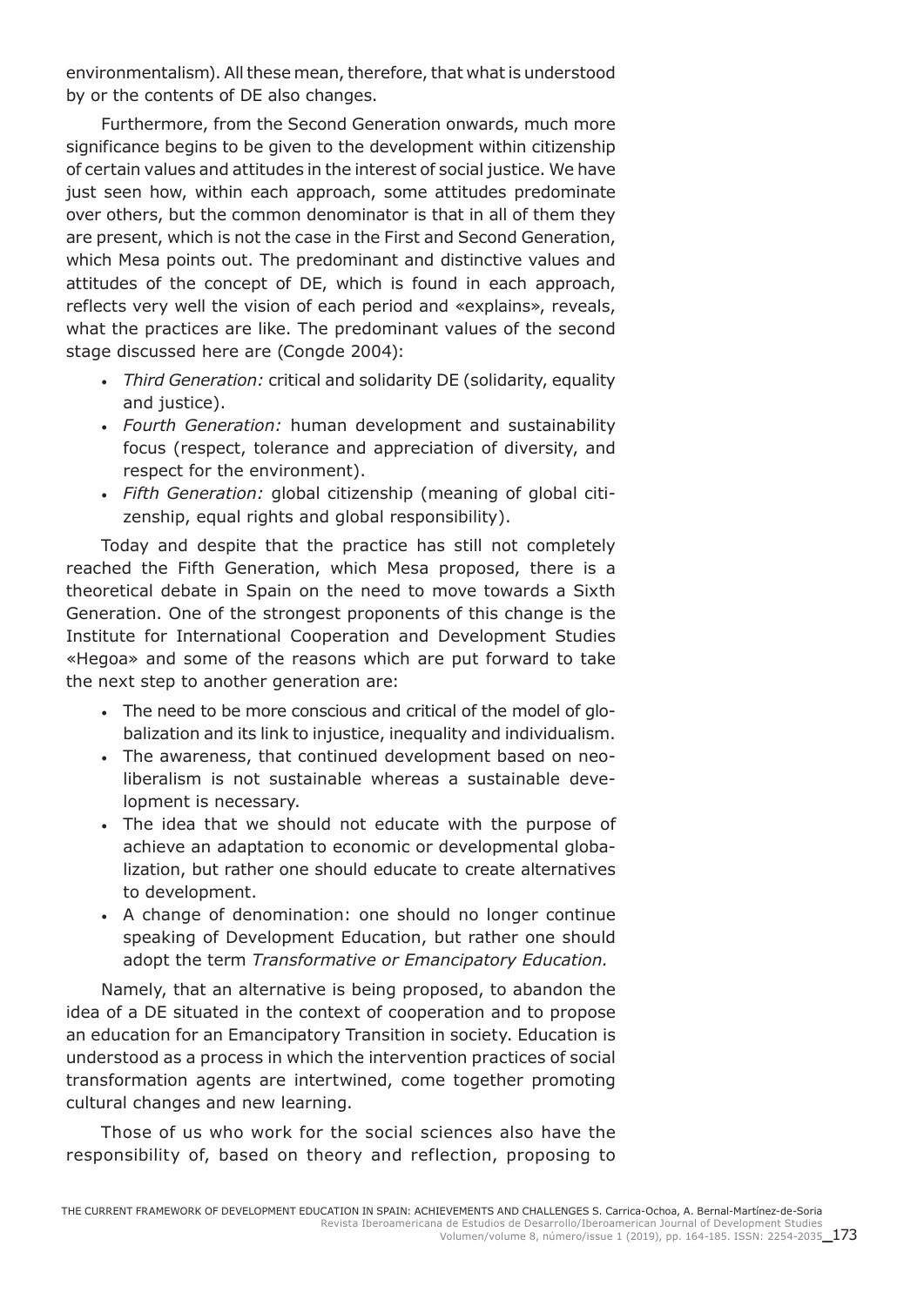environmentalism). All these mean, therefore, that what is understood by or the contents of DE also changes.

Furthermore, from the Second Generation onwards, much more significance begins to be given to the development within citizenship of certain values and attitudes in the interest of social justice. We have just seen how, within each approach, some attitudes predominate over others, but the common denominator is that in all of them they are present, which is not the case in the First and Second Generation, which Mesa points out. The predominant and distinctive values and attitudes of the concept of DE, which is found in each approach, reflects very well the vision of each period and «explains», reveals, what the practices are like. The predominant values of the second stage discussed here are (Congde 2004):

- *Third Generation:* critical and solidarity DE (solidarity, equality and justice).
- *Fourth Generation:* human development and sustainability focus (respect, tolerance and appreciation of diversity, and respect for the environment).
- *Fifth Generation:* global citizenship (meaning of global citizenship, equal rights and global responsibility).

Today and despite that the practice has still not completely reached the Fifth Generation, which Mesa proposed, there is a theoretical debate in Spain on the need to move towards a Sixth Generation. One of the strongest proponents of this change is the Institute for International Cooperation and Development Studies «Hegoa» and some of the reasons which are put forward to take the next step to another generation are:

- The need to be more conscious and critical of the model of globalization and its link to injustice, inequality and individualism.
- The awareness, that continued development based on neoliberalism is not sustainable whereas a sustainable development is necessary.
- The idea that we should not educate with the purpose of achieve an adaptation to economic or developmental globalization, but rather one should educate to create alternatives to development.
- A change of denomination: one should no longer continue speaking of Development Education, but rather one should adopt the term *Transformative or Emancipatory Education.*

Namely, that an alternative is being proposed, to abandon the idea of a DE situated in the context of cooperation and to propose an education for an Emancipatory Transition in society. Education is understood as a process in which the intervention practices of social transformation agents are intertwined, come together promoting cultural changes and new learning.

Those of us who work for the social sciences also have the responsibility of, based on theory and reflection, proposing to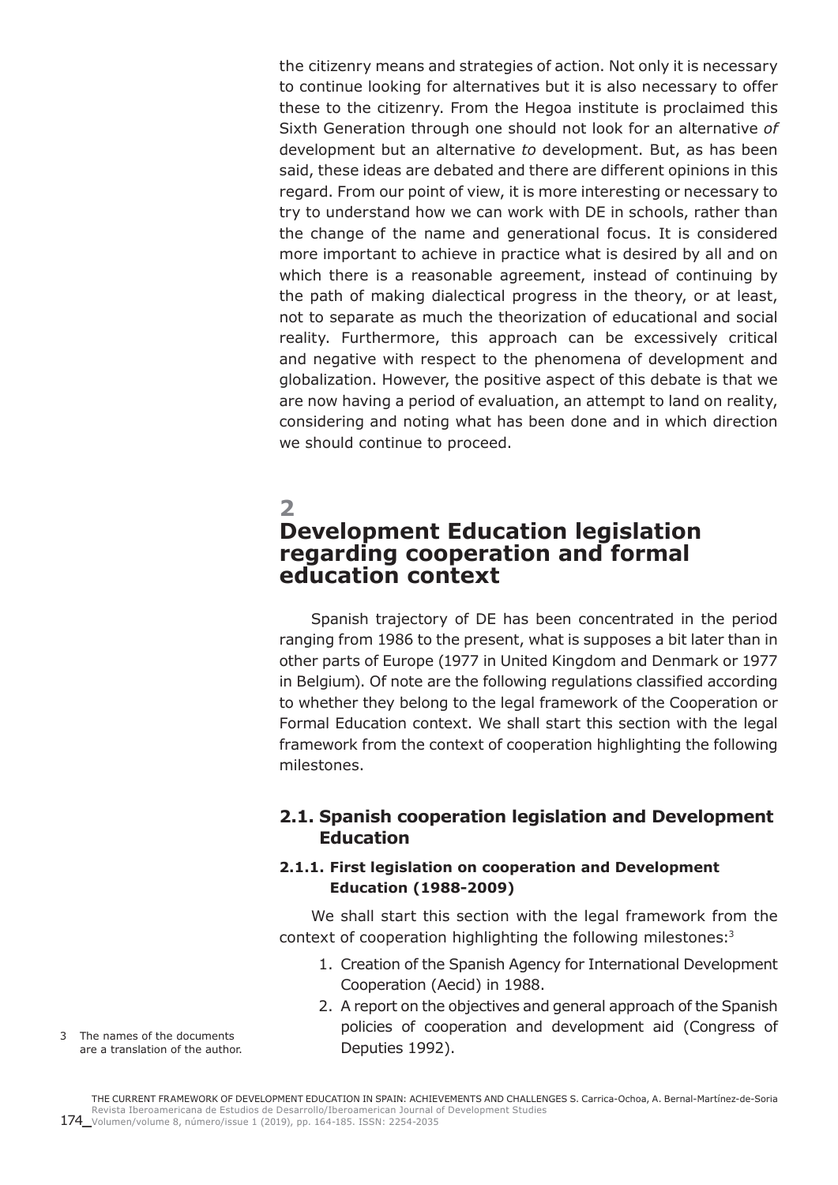the citizenry means and strategies of action. Not only it is necessary to continue looking for alternatives but it is also necessary to offer these to the citizenry. From the Hegoa institute is proclaimed this Sixth Generation through one should not look for an alternative *of* development but an alternative *to* development. But, as has been said, these ideas are debated and there are different opinions in this regard. From our point of view, it is more interesting or necessary to try to understand how we can work with DE in schools, rather than the change of the name and generational focus. It is considered more important to achieve in practice what is desired by all and on which there is a reasonable agreement, instead of continuing by the path of making dialectical progress in the theory, or at least, not to separate as much the theorization of educational and social reality. Furthermore, this approach can be excessively critical and negative with respect to the phenomena of development and globalization. However, the positive aspect of this debate is that we are now having a period of evaluation, an attempt to land on reality, considering and noting what has been done and in which direction we should continue to proceed.

# 2 Development Education legislation regarding cooperation and formal education context

Spanish trajectory of DE has been concentrated in the period ranging from 1986 to the present, what is supposes a bit later than in other parts of Europe (1977 in United Kingdom and Denmark or 1977 in Belgium). Of note are the following regulations classified according to whether they belong to the legal framework of the Cooperation or Formal Education context. We shall start this section with the legal framework from the context of cooperation highlighting the following milestones.

## 2.1. Spanish cooperation legislation and Development Education

### 2.1.1. First legislation on cooperation and Development Education (1988-2009)

We shall start this section with the legal framework from the context of cooperation highlighting the following milestones:[3]

1. Creation of the Spanish Agency for International Development Cooperation (Aecid) in 1988.
2. A report on the objectives and general approach of the Spanish policies of cooperation and development aid (Congress of Deputies 1992).

[3] The names of the documents are a translation of the author.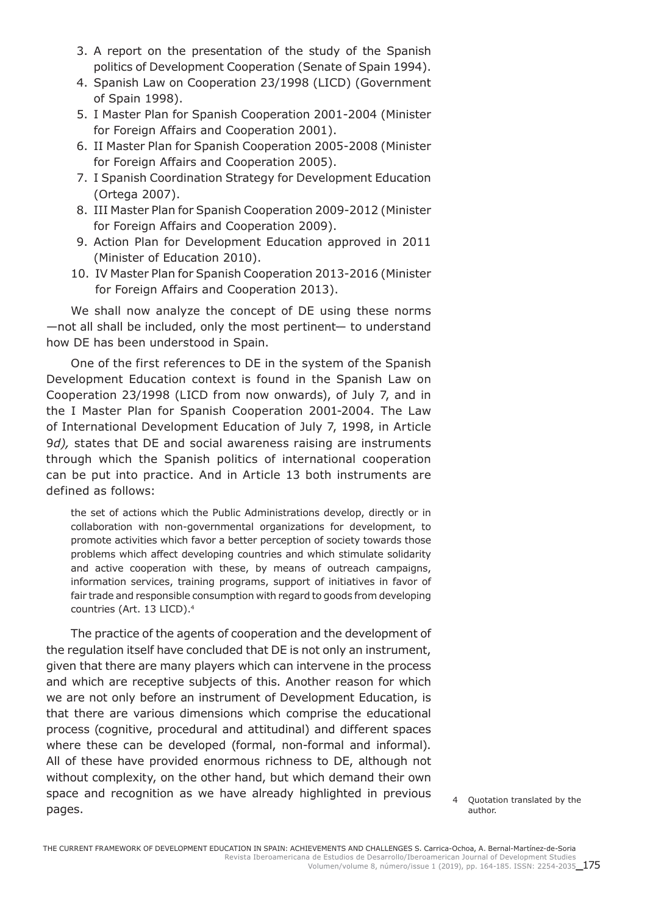3. A report on the presentation of the study of the Spanish politics of Development Cooperation (Senate of Spain 1994).
4. Spanish Law on Cooperation 23/1998 (LICD) (Government of Spain 1998).
5. I Master Plan for Spanish Cooperation 2001-2004 (Minister for Foreign Affairs and Cooperation 2001).
6. II Master Plan for Spanish Cooperation 2005-2008 (Minister for Foreign Affairs and Cooperation 2005).
7. I Spanish Coordination Strategy for Development Education (Ortega 2007).
8. III Master Plan for Spanish Cooperation 2009-2012 (Minister for Foreign Affairs and Cooperation 2009).
9. Action Plan for Development Education approved in 2011 (Minister of Education 2010).
10. IV Master Plan for Spanish Cooperation 2013-2016 (Minister for Foreign Affairs and Cooperation 2013).

We shall now analyze the concept of DE using these norms —not all shall be included, only the most pertinent— to understand how DE has been understood in Spain.

One of the first references to DE in the system of the Spanish Development Education context is found in the Spanish Law on Cooperation 23/1998 (LICD from now onwards), of July 7, and in the I Master Plan for Spanish Cooperation 2001-2004. The Law of International Development Education of July 7, 1998, in Article 9*d),* states that DE and social awareness raising are instruments through which the Spanish politics of international cooperation can be put into practice. And in Article 13 both instruments are defined as follows:

> the set of actions which the Public Administrations develop, directly or in collaboration with non-governmental organizations for development, to promote activities which favor a better perception of society towards those problems which affect developing countries and which stimulate solidarity and active cooperation with these, by means of outreach campaigns, information services, training programs, support of initiatives in favor of fair trade and responsible consumption with regard to goods from developing countries (Art. 13 LICD).[4]

The practice of the agents of cooperation and the development of the regulation itself have concluded that DE is not only an instrument, given that there are many players which can intervene in the process and which are receptive subjects of this. Another reason for which we are not only before an instrument of Development Education, is that there are various dimensions which comprise the educational process (cognitive, procedural and attitudinal) and different spaces where these can be developed (formal, non-formal and informal). All of these have provided enormous richness to DE, although not without complexity, on the other hand, but which demand their own space and recognition as we have already highlighted in previous pages.

4 Quotation translated by the author.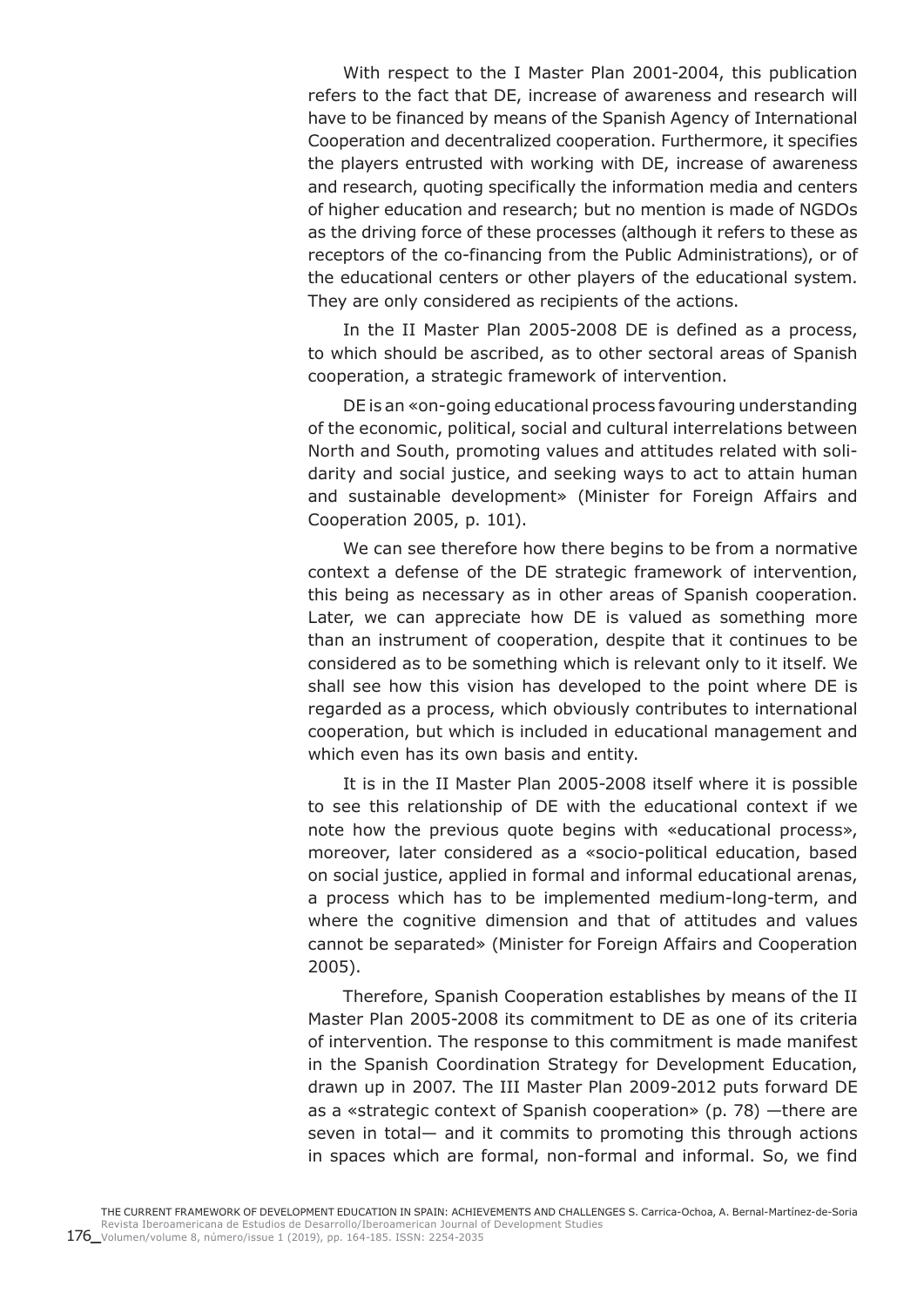With respect to the I Master Plan 2001-2004, this publication refers to the fact that DE, increase of awareness and research will have to be financed by means of the Spanish Agency of International Cooperation and decentralized cooperation. Furthermore, it specifies the players entrusted with working with DE, increase of awareness and research, quoting specifically the information media and centers of higher education and research; but no mention is made of NGDOs as the driving force of these processes (although it refers to these as receptors of the co-financing from the Public Administrations), or of the educational centers or other players of the educational system. They are only considered as recipients of the actions.

In the II Master Plan 2005-2008 DE is defined as a process, to which should be ascribed, as to other sectoral areas of Spanish cooperation, a strategic framework of intervention.

DE is an «on-going educational process favouring understanding of the economic, political, social and cultural interrelations between North and South, promoting values and attitudes related with solidarity and social justice, and seeking ways to act to attain human and sustainable development» (Minister for Foreign Affairs and Cooperation 2005, p. 101).

We can see therefore how there begins to be from a normative context a defense of the DE strategic framework of intervention, this being as necessary as in other areas of Spanish cooperation. Later, we can appreciate how DE is valued as something more than an instrument of cooperation, despite that it continues to be considered as to be something which is relevant only to it itself. We shall see how this vision has developed to the point where DE is regarded as a process, which obviously contributes to international cooperation, but which is included in educational management and which even has its own basis and entity.

It is in the II Master Plan 2005-2008 itself where it is possible to see this relationship of DE with the educational context if we note how the previous quote begins with «educational process», moreover, later considered as a «socio-political education, based on social justice, applied in formal and informal educational arenas, a process which has to be implemented medium-long-term, and where the cognitive dimension and that of attitudes and values cannot be separated» (Minister for Foreign Affairs and Cooperation 2005).

Therefore, Spanish Cooperation establishes by means of the II Master Plan 2005-2008 its commitment to DE as one of its criteria of intervention. The response to this commitment is made manifest in the Spanish Coordination Strategy for Development Education, drawn up in 2007. The III Master Plan 2009-2012 puts forward DE as a «strategic context of Spanish cooperation» (p. 78) —there are seven in total— and it commits to promoting this through actions in spaces which are formal, non-formal and informal. So, we find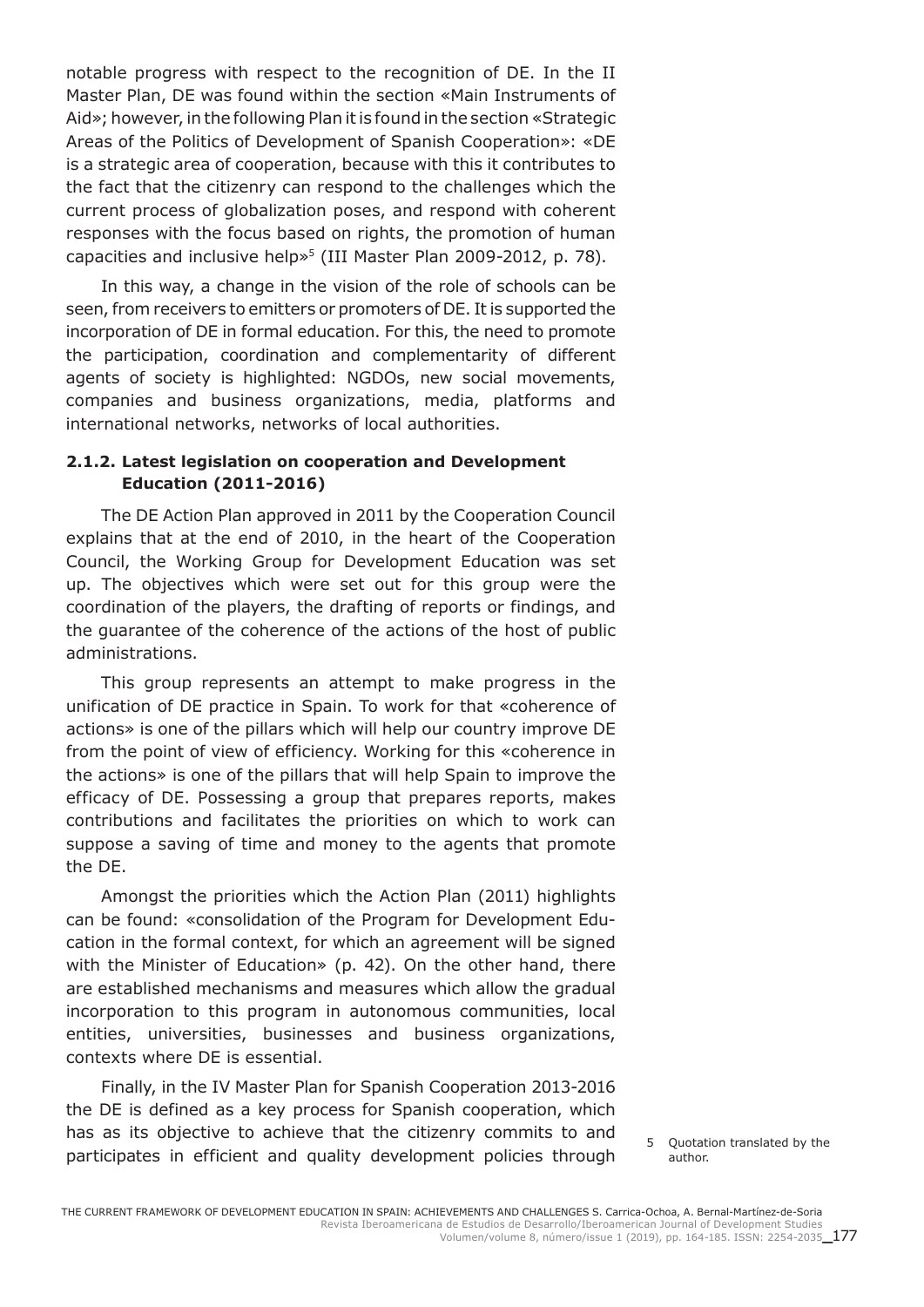notable progress with respect to the recognition of DE. In the II Master Plan, DE was found within the section «Main Instruments of Aid»; however, in the following Plan it is found in the section «Strategic Areas of the Politics of Development of Spanish Cooperation»: «DE is a strategic area of cooperation, because with this it contributes to the fact that the citizenry can respond to the challenges which the current process of globalization poses, and respond with coherent responses with the focus based on rights, the promotion of human capacities and inclusive help»[5] (III Master Plan 2009-2012, p. 78).

In this way, a change in the vision of the role of schools can be seen, from receivers to emitters or promoters of DE. It is supported the incorporation of DE in formal education. For this, the need to promote the participation, coordination and complementarity of different agents of society is highlighted: NGDOs, new social movements, companies and business organizations, media, platforms and international networks, networks of local authorities.

#### 2.1.2. Latest legislation on cooperation and Development Education (2011-2016)

The DE Action Plan approved in 2011 by the Cooperation Council explains that at the end of 2010, in the heart of the Cooperation Council, the Working Group for Development Education was set up. The objectives which were set out for this group were the coordination of the players, the drafting of reports or findings, and the guarantee of the coherence of the actions of the host of public administrations.

This group represents an attempt to make progress in the unification of DE practice in Spain. To work for that «coherence of actions» is one of the pillars which will help our country improve DE from the point of view of efficiency. Working for this «coherence in the actions» is one of the pillars that will help Spain to improve the efficacy of DE. Possessing a group that prepares reports, makes contributions and facilitates the priorities on which to work can suppose a saving of time and money to the agents that promote the DE.

Amongst the priorities which the Action Plan (2011) highlights can be found: «consolidation of the Program for Development Education in the formal context, for which an agreement will be signed with the Minister of Education» (p. 42). On the other hand, there are established mechanisms and measures which allow the gradual incorporation to this program in autonomous communities, local entities, universities, businesses and business organizations, contexts where DE is essential.

Finally, in the IV Master Plan for Spanish Cooperation 2013-2016 the DE is defined as a key process for Spanish cooperation, which has as its objective to achieve that the citizenry commits to and participates in efficient and quality development policies through

[5] Quotation translated by the author.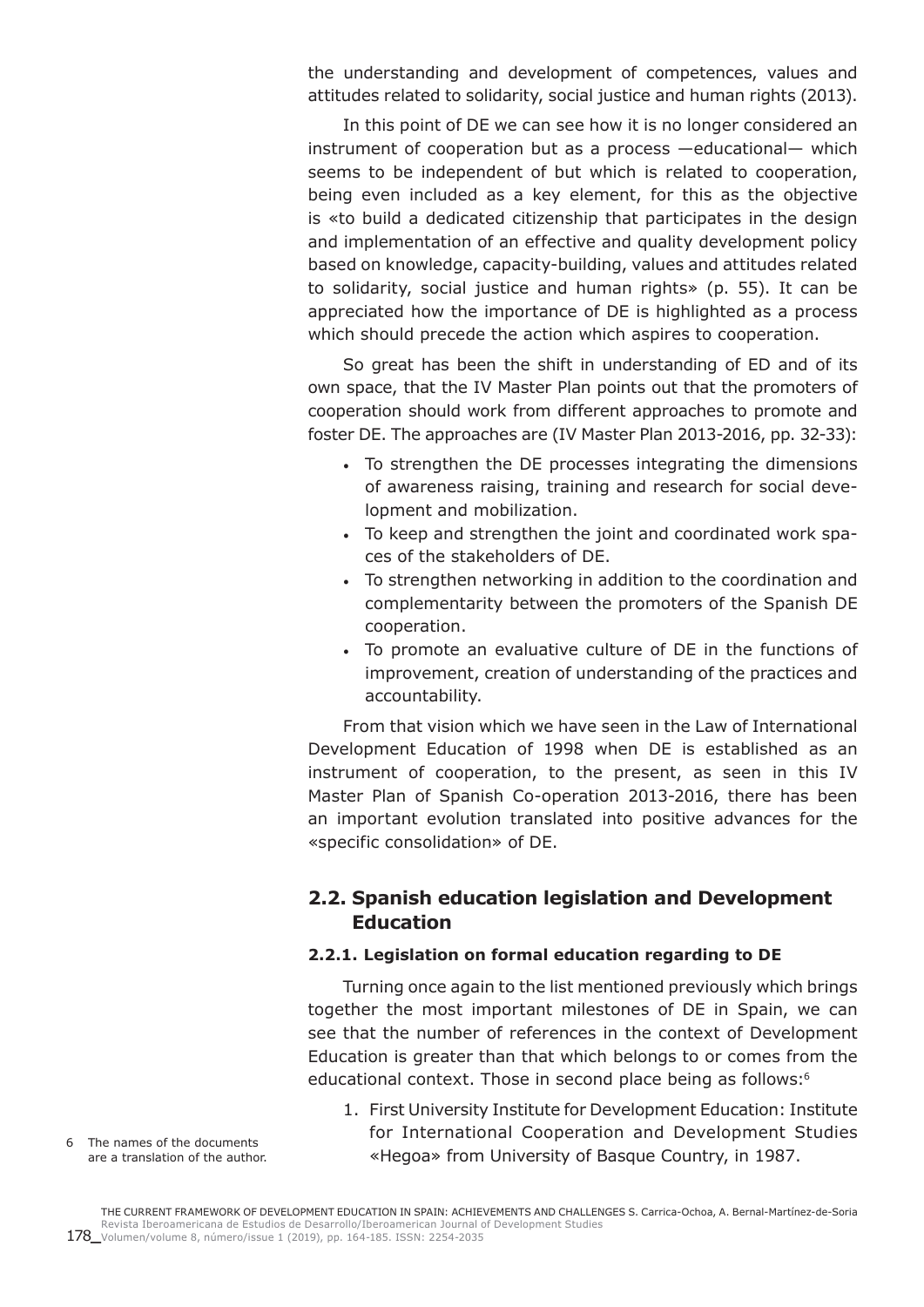the understanding and development of competences, values and attitudes related to solidarity, social justice and human rights (2013).

In this point of DE we can see how it is no longer considered an instrument of cooperation but as a process —educational— which seems to be independent of but which is related to cooperation, being even included as a key element, for this as the objective is «to build a dedicated citizenship that participates in the design and implementation of an effective and quality development policy based on knowledge, capacity-building, values and attitudes related to solidarity, social justice and human rights» (p. 55). It can be appreciated how the importance of DE is highlighted as a process which should precede the action which aspires to cooperation.

So great has been the shift in understanding of ED and of its own space, that the IV Master Plan points out that the promoters of cooperation should work from different approaches to promote and foster DE. The approaches are (IV Master Plan 2013-2016, pp. 32-33):

- To strengthen the DE processes integrating the dimensions of awareness raising, training and research for social development and mobilization.
- To keep and strengthen the joint and coordinated work spaces of the stakeholders of DE.
- To strengthen networking in addition to the coordination and complementarity between the promoters of the Spanish DE cooperation.
- To promote an evaluative culture of DE in the functions of improvement, creation of understanding of the practices and accountability.

From that vision which we have seen in the Law of International Development Education of 1998 when DE is established as an instrument of cooperation, to the present, as seen in this IV Master Plan of Spanish Co-operation 2013-2016, there has been an important evolution translated into positive advances for the «specific consolidation» of DE.

## 2.2. Spanish education legislation and Development Education

### 2.2.1. Legislation on formal education regarding to DE

Turning once again to the list mentioned previously which brings together the most important milestones of DE in Spain, we can see that the number of references in the context of Development Education is greater than that which belongs to or comes from the educational context. Those in second place being as follows:[6]

1. First University Institute for Development Education: Institute for International Cooperation and Development Studies «Hegoa» from University of Basque Country, in 1987.

[6] The names of the documents are a translation of the author.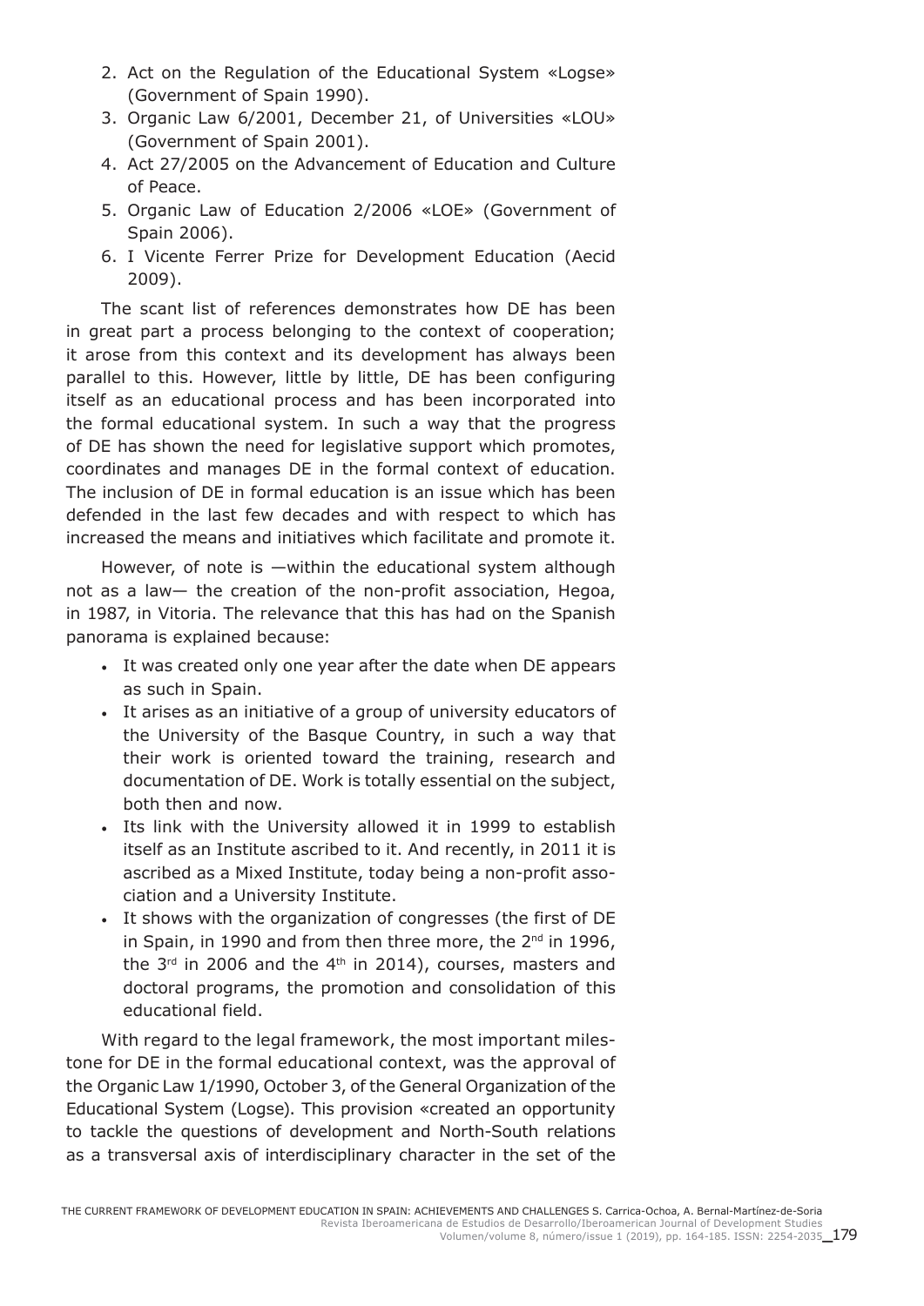2. Act on the Regulation of the Educational System «Logse» (Government of Spain 1990).
3. Organic Law 6/2001, December 21, of Universities «LOU» (Government of Spain 2001).
4. Act 27/2005 on the Advancement of Education and Culture of Peace.
5. Organic Law of Education 2/2006 «LOE» (Government of Spain 2006).
6. I Vicente Ferrer Prize for Development Education (Aecid 2009).

The scant list of references demonstrates how DE has been in great part a process belonging to the context of cooperation; it arose from this context and its development has always been parallel to this. However, little by little, DE has been configuring itself as an educational process and has been incorporated into the formal educational system. In such a way that the progress of DE has shown the need for legislative support which promotes, coordinates and manages DE in the formal context of education. The inclusion of DE in formal education is an issue which has been defended in the last few decades and with respect to which has increased the means and initiatives which facilitate and promote it.

However, of note is —within the educational system although not as a law— the creation of the non-profit association, Hegoa, in 1987, in Vitoria. The relevance that this has had on the Spanish panorama is explained because:

- It was created only one year after the date when DE appears as such in Spain.
- It arises as an initiative of a group of university educators of the University of the Basque Country, in such a way that their work is oriented toward the training, research and documentation of DE. Work is totally essential on the subject, both then and now.
- Its link with the University allowed it in 1999 to establish itself as an Institute ascribed to it. And recently, in 2011 it is ascribed as a Mixed Institute, today being a non-profit association and a University Institute.
- It shows with the organization of congresses (the first of DE in Spain, in 1990 and from then three more, the 2nd in 1996, the 3rd in 2006 and the 4th in 2014), courses, masters and doctoral programs, the promotion and consolidation of this educational field.

With regard to the legal framework, the most important milestone for DE in the formal educational context, was the approval of the Organic Law 1/1990, October 3, of the General Organization of the Educational System (Logse). This provision «created an opportunity to tackle the questions of development and North-South relations as a transversal axis of interdisciplinary character in the set of the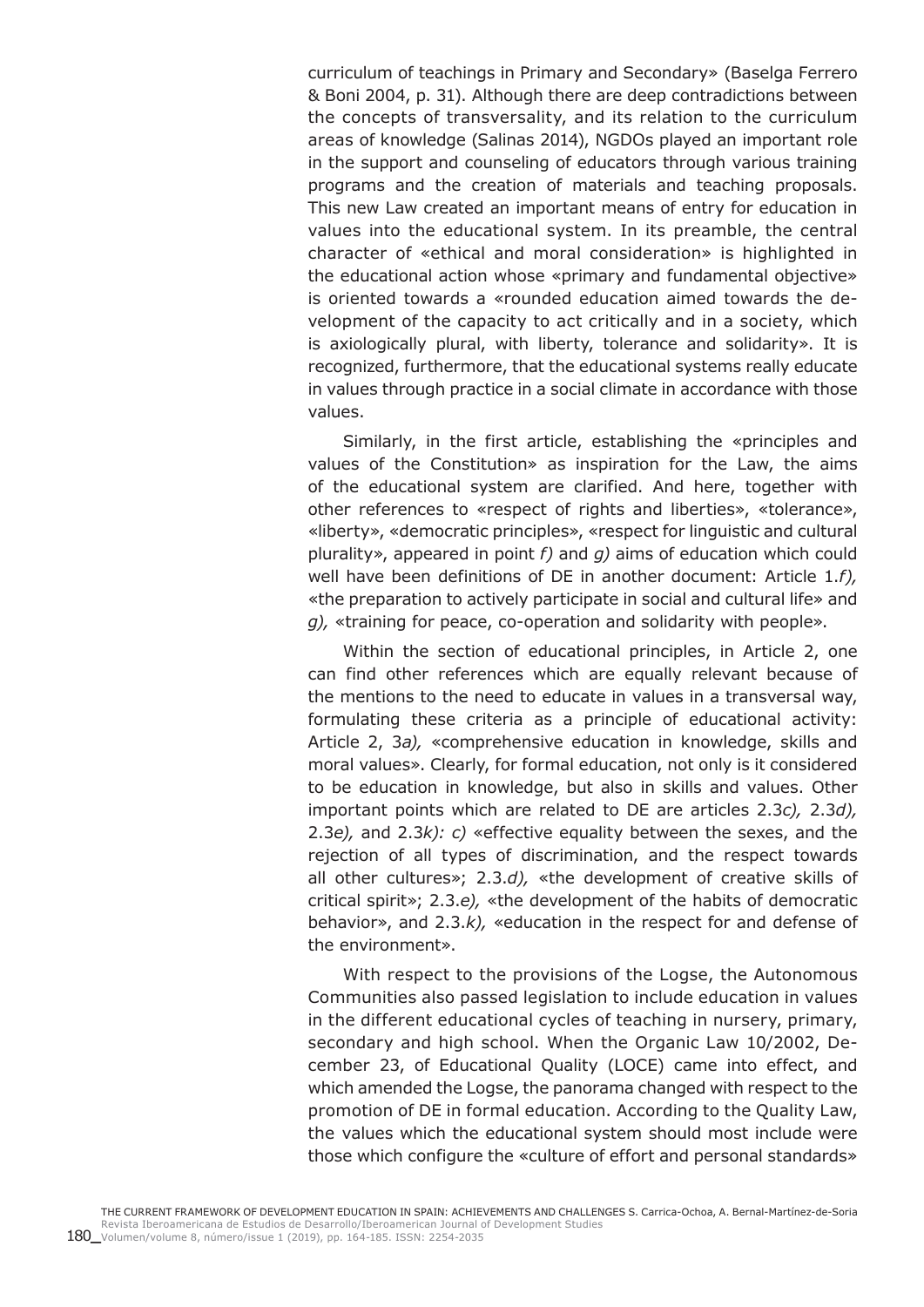curriculum of teachings in Primary and Secondary» (Baselga Ferrero & Boni 2004, p. 31). Although there are deep contradictions between the concepts of transversality, and its relation to the curriculum areas of knowledge (Salinas 2014), NGDOs played an important role in the support and counseling of educators through various training programs and the creation of materials and teaching proposals. This new Law created an important means of entry for education in values into the educational system. In its preamble, the central character of «ethical and moral consideration» is highlighted in the educational action whose «primary and fundamental objective» is oriented towards a «rounded education aimed towards the development of the capacity to act critically and in a society, which is axiologically plural, with liberty, tolerance and solidarity». It is recognized, furthermore, that the educational systems really educate in values through practice in a social climate in accordance with those values.

Similarly, in the first article, establishing the «principles and values of the Constitution» as inspiration for the Law, the aims of the educational system are clarified. And here, together with other references to «respect of rights and liberties», «tolerance», «liberty», «democratic principles», «respect for linguistic and cultural plurality», appeared in point *f)* and *g)* aims of education which could well have been definitions of DE in another document: Article 1.*f),* «the preparation to actively participate in social and cultural life» and *g),* «training for peace, co-operation and solidarity with people».

Within the section of educational principles, in Article 2, one can find other references which are equally relevant because of the mentions to the need to educate in values in a transversal way, formulating these criteria as a principle of educational activity: Article 2, 3*a),* «comprehensive education in knowledge, skills and moral values». Clearly, for formal education, not only is it considered to be education in knowledge, but also in skills and values. Other important points which are related to DE are articles 2.3*c),* 2.3*d),* 2.3*e),* and 2.3*k): c)* «effective equality between the sexes, and the rejection of all types of discrimination, and the respect towards all other cultures»; 2.3.*d),* «the development of creative skills of critical spirit»; 2.3.*e),* «the development of the habits of democratic behavior», and 2.3.*k),* «education in the respect for and defense of the environment».

With respect to the provisions of the Logse, the Autonomous Communities also passed legislation to include education in values in the different educational cycles of teaching in nursery, primary, secondary and high school. When the Organic Law 10/2002, December 23, of Educational Quality (LOCE) came into effect, and which amended the Logse, the panorama changed with respect to the promotion of DE in formal education. According to the Quality Law, the values which the educational system should most include were those which configure the «culture of effort and personal standards»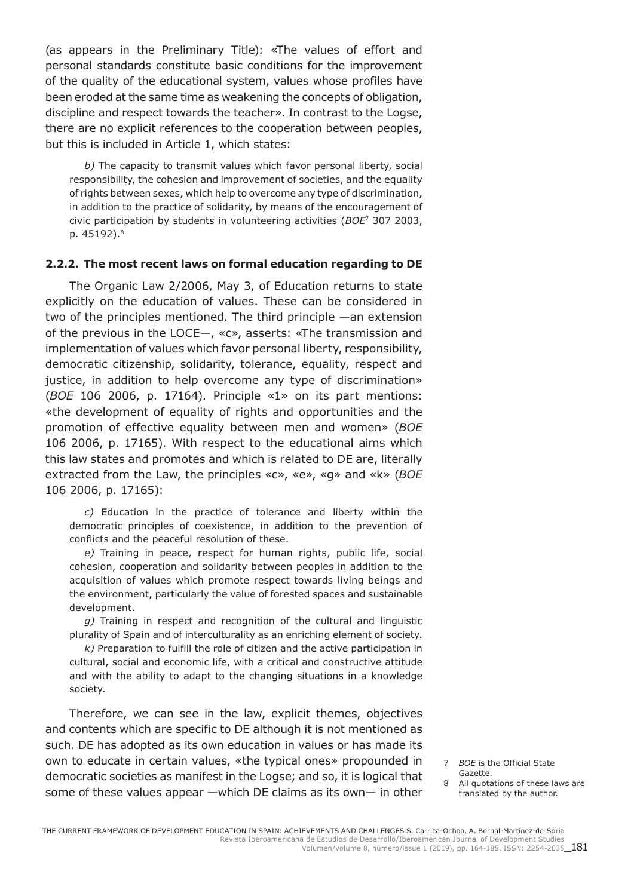(as appears in the Preliminary Title): «The values of effort and personal standards constitute basic conditions for the improvement of the quality of the educational system, values whose profiles have been eroded at the same time as weakening the concepts of obligation, discipline and respect towards the teacher». In contrast to the Logse, there are no explicit references to the cooperation between peoples, but this is included in Article 1, which states:

> *b)* The capacity to transmit values which favor personal liberty, social responsibility, the cohesion and improvement of societies, and the equality of rights between sexes, which help to overcome any type of discrimination, in addition to the practice of solidarity, by means of the encouragement of civic participation by students in volunteering activities (*BOE*[7] 307 2003, p. 45192).[8]

### 2.2.2. The most recent laws on formal education regarding to DE

The Organic Law 2/2006, May 3, of Education returns to state explicitly on the education of values. These can be considered in two of the principles mentioned. The third principle —an extension of the previous in the LOCE—, «c», asserts: «The transmission and implementation of values which favor personal liberty, responsibility, democratic citizenship, solidarity, tolerance, equality, respect and justice, in addition to help overcome any type of discrimination» (*BOE* 106 2006, p. 17164). Principle «1» on its part mentions: «the development of equality of rights and opportunities and the promotion of effective equality between men and women» (*BOE* 106 2006, p. 17165). With respect to the educational aims which this law states and promotes and which is related to DE are, literally extracted from the Law, the principles «c», «e», «g» and «k» (*BOE* 106 2006, p. 17165):

> *c)* Education in the practice of tolerance and liberty within the democratic principles of coexistence, in addition to the prevention of conflicts and the peaceful resolution of these.
>
> *e)* Training in peace, respect for human rights, public life, social cohesion, cooperation and solidarity between peoples in addition to the acquisition of values which promote respect towards living beings and the environment, particularly the value of forested spaces and sustainable development.
>
> *g)* Training in respect and recognition of the cultural and linguistic plurality of Spain and of interculturality as an enriching element of society.
>
> *k)* Preparation to fulfill the role of citizen and the active participation in cultural, social and economic life, with a critical and constructive attitude and with the ability to adapt to the changing situations in a knowledge society.

Therefore, we can see in the law, explicit themes, objectives and contents which are specific to DE although it is not mentioned as such. DE has adopted as its own education in values or has made its own to educate in certain values, «the typical ones» propounded in democratic societies as manifest in the Logse; and so, it is logical that some of these values appear —which DE claims as its own— in other

[7] *BOE* is the Official State Gazette.

[8] All quotations of these laws are translated by the author.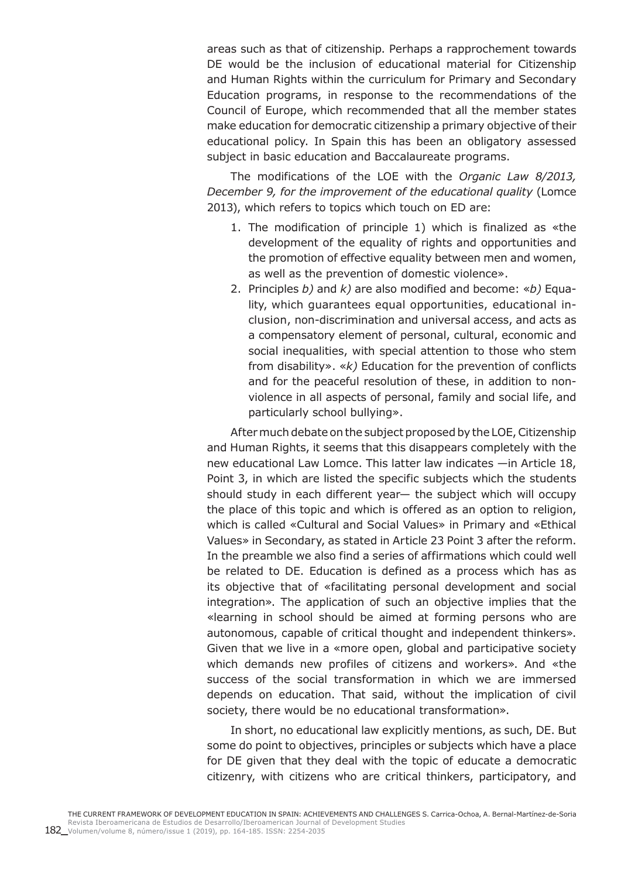areas such as that of citizenship. Perhaps a rapprochement towards DE would be the inclusion of educational material for Citizenship and Human Rights within the curriculum for Primary and Secondary Education programs, in response to the recommendations of the Council of Europe, which recommended that all the member states make education for democratic citizenship a primary objective of their educational policy. In Spain this has been an obligatory assessed subject in basic education and Baccalaureate programs.

The modifications of the LOE with the *Organic Law 8/2013, December 9, for the improvement of the educational quality* (Lomce 2013), which refers to topics which touch on ED are:

1. The modification of principle 1) which is finalized as «the development of the equality of rights and opportunities and the promotion of effective equality between men and women, as well as the prevention of domestic violence».
2. Principles *b)* and *k)* are also modified and become: «*b)* Equality, which guarantees equal opportunities, educational inclusion, non-discrimination and universal access, and acts as a compensatory element of personal, cultural, economic and social inequalities, with special attention to those who stem from disability». «*k)* Education for the prevention of conflicts and for the peaceful resolution of these, in addition to non-violence in all aspects of personal, family and social life, and particularly school bullying».

After much debate on the subject proposed by the LOE, Citizenship and Human Rights, it seems that this disappears completely with the new educational Law Lomce. This latter law indicates —in Article 18, Point 3, in which are listed the specific subjects which the students should study in each different year— the subject which will occupy the place of this topic and which is offered as an option to religion, which is called «Cultural and Social Values» in Primary and «Ethical Values» in Secondary, as stated in Article 23 Point 3 after the reform. In the preamble we also find a series of affirmations which could well be related to DE. Education is defined as a process which has as its objective that of «facilitating personal development and social integration». The application of such an objective implies that the «learning in school should be aimed at forming persons who are autonomous, capable of critical thought and independent thinkers». Given that we live in a «more open, global and participative society which demands new profiles of citizens and workers». And «the success of the social transformation in which we are immersed depends on education. That said, without the implication of civil society, there would be no educational transformation».

In short, no educational law explicitly mentions, as such, DE. But some do point to objectives, principles or subjects which have a place for DE given that they deal with the topic of educate a democratic citizenry, with citizens who are critical thinkers, participatory, and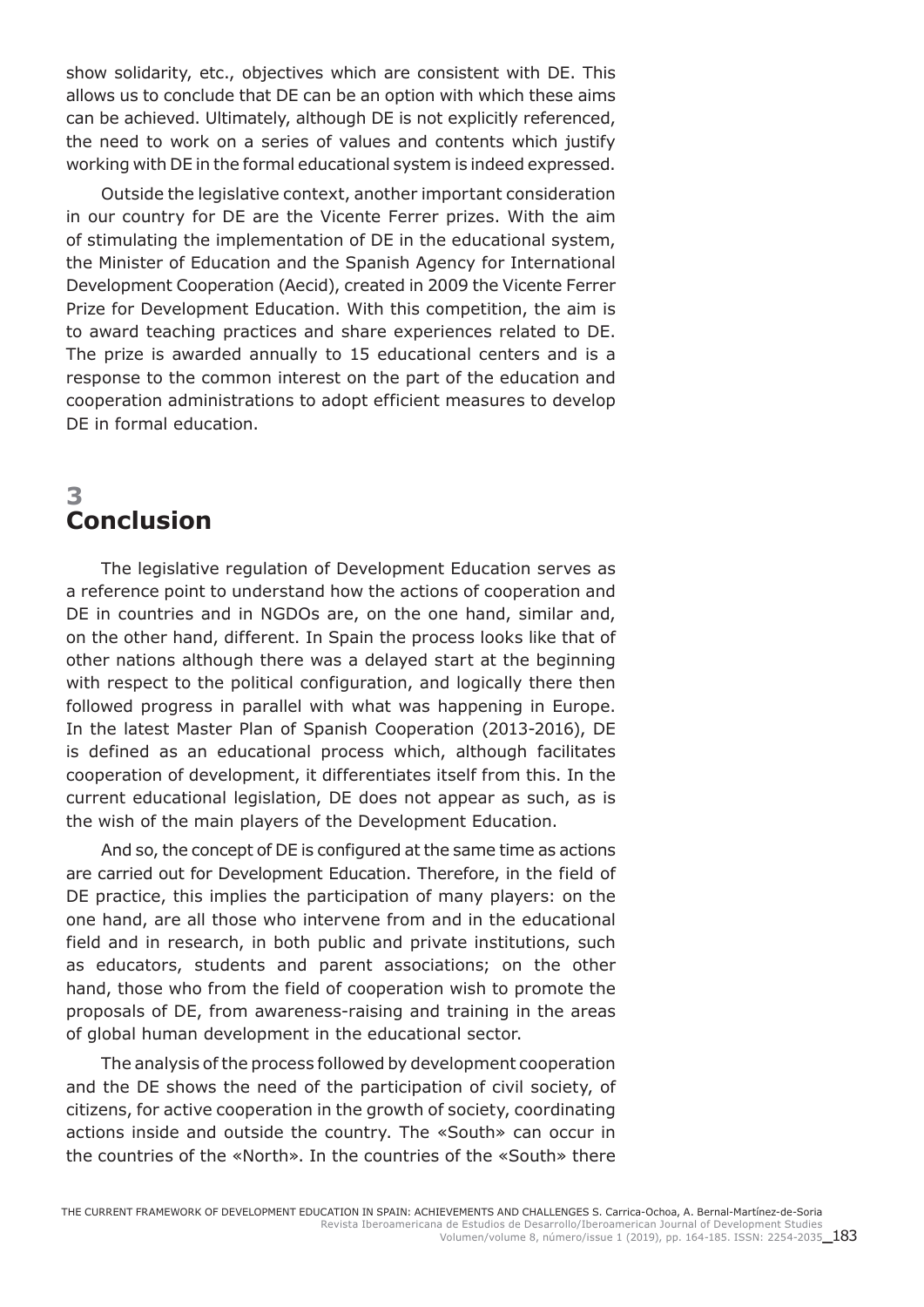show solidarity, etc., objectives which are consistent with DE. This allows us to conclude that DE can be an option with which these aims can be achieved. Ultimately, although DE is not explicitly referenced, the need to work on a series of values and contents which justify working with DE in the formal educational system is indeed expressed.

Outside the legislative context, another important consideration in our country for DE are the Vicente Ferrer prizes. With the aim of stimulating the implementation of DE in the educational system, the Minister of Education and the Spanish Agency for International Development Cooperation (Aecid), created in 2009 the Vicente Ferrer Prize for Development Education. With this competition, the aim is to award teaching practices and share experiences related to DE. The prize is awarded annually to 15 educational centers and is a response to the common interest on the part of the education and cooperation administrations to adopt efficient measures to develop DE in formal education.

## 3 Conclusion

The legislative regulation of Development Education serves as a reference point to understand how the actions of cooperation and DE in countries and in NGDOs are, on the one hand, similar and, on the other hand, different. In Spain the process looks like that of other nations although there was a delayed start at the beginning with respect to the political configuration, and logically there then followed progress in parallel with what was happening in Europe. In the latest Master Plan of Spanish Cooperation (2013-2016), DE is defined as an educational process which, although facilitates cooperation of development, it differentiates itself from this. In the current educational legislation, DE does not appear as such, as is the wish of the main players of the Development Education.

And so, the concept of DE is configured at the same time as actions are carried out for Development Education. Therefore, in the field of DE practice, this implies the participation of many players: on the one hand, are all those who intervene from and in the educational field and in research, in both public and private institutions, such as educators, students and parent associations; on the other hand, those who from the field of cooperation wish to promote the proposals of DE, from awareness-raising and training in the areas of global human development in the educational sector.

The analysis of the process followed by development cooperation and the DE shows the need of the participation of civil society, of citizens, for active cooperation in the growth of society, coordinating actions inside and outside the country. The «South» can occur in the countries of the «North». In the countries of the «South» there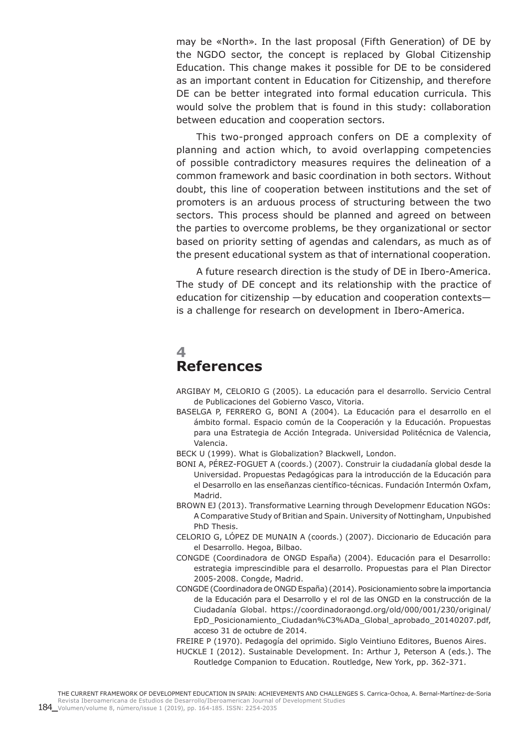may be «North». In the last proposal (Fifth Generation) of DE by the NGDO sector, the concept is replaced by Global Citizenship Education. This change makes it possible for DE to be considered as an important content in Education for Citizenship, and therefore DE can be better integrated into formal education curricula. This would solve the problem that is found in this study: collaboration between education and cooperation sectors.

This two-pronged approach confers on DE a complexity of planning and action which, to avoid overlapping competencies of possible contradictory measures requires the delineation of a common framework and basic coordination in both sectors. Without doubt, this line of cooperation between institutions and the set of promoters is an arduous process of structuring between the two sectors. This process should be planned and agreed on between the parties to overcome problems, be they organizational or sector based on priority setting of agendas and calendars, as much as of the present educational system as that of international cooperation.

A future research direction is the study of DE in Ibero-America. The study of DE concept and its relationship with the practice of education for citizenship —by education and cooperation contexts— is a challenge for research on development in Ibero-America.

# 4 References

ARGIBAY M, CELORIO G (2005). La educación para el desarrollo. Servicio Central de Publicaciones del Gobierno Vasco, Vitoria.

BASELGA P, FERRERO G, BONI A (2004). La Educación para el desarrollo en el ámbito formal. Espacio común de la Cooperación y la Educación. Propuestas para una Estrategia de Acción Integrada. Universidad Politécnica de Valencia, Valencia.

BECK U (1999). What is Globalization? Blackwell, London.

BONI A, PÉREZ-FOGUET A (coords.) (2007). Construir la ciudadanía global desde la Universidad. Propuestas Pedagógicas para la introducción de la Educación para el Desarrollo en las enseñanzas científico-técnicas. Fundación Intermón Oxfam, Madrid.

BROWN EJ (2013). Transformative Learning through Developmenr Education NGOs: A Comparative Study of Britian and Spain. University of Nottingham, Unpubished PhD Thesis.

CELORIO G, LÓPEZ DE MUNAIN A (coords.) (2007). Diccionario de Educación para el Desarrollo. Hegoa, Bilbao.

CONGDE (Coordinadora de ONGD España) (2004). Educación para el Desarrollo: estrategia imprescindible para el desarrollo. Propuestas para el Plan Director 2005-2008. Congde, Madrid.

CONGDE (Coordinadora de ONGD España) (2014). Posicionamiento sobre la importancia de la Educación para el Desarrollo y el rol de las ONGD en la construcción de la Ciudadanía Global. https://coordinadoraongd.org/old/000/001/230/original/EpD_Posicionamiento_Ciudadan%C3%ADa_Global_aprobado_20140207.pdf, acceso 31 de octubre de 2014.

FREIRE P (1970). Pedagogía del oprimido. Siglo Veintiuno Editores, Buenos Aires.

HUCKLE I (2012). Sustainable Development. In: Arthur J, Peterson A (eds.). The Routledge Companion to Education. Routledge, New York, pp. 362-371.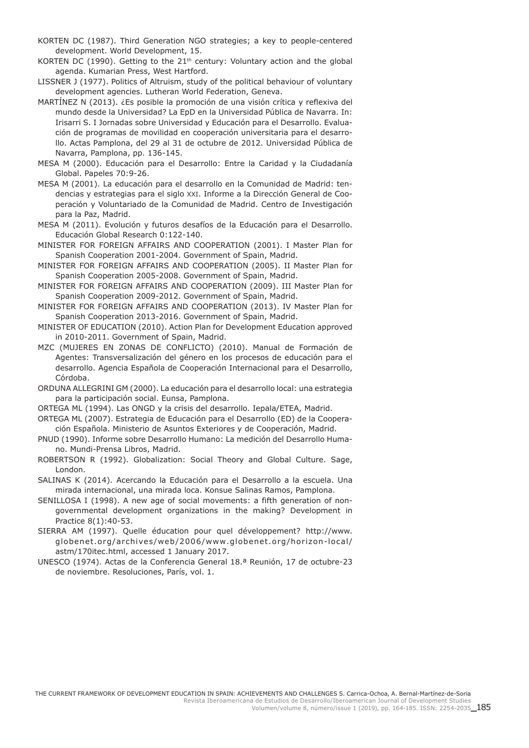KORTEN DC (1987). Third Generation NGO strategies; a key to people-centered development. World Development, 15.

KORTEN DC (1990). Getting to the 21th century: Voluntary action and the global agenda. Kumarian Press, West Hartford.

LISSNER J (1977). Politics of Altruism, study of the political behaviour of voluntary development agencies. Lutheran World Federation, Geneva.

MARTÍNEZ N (2013). ¿Es posible la promoción de una visión crítica y reflexiva del mundo desde la Universidad? La EpD en la Universidad Pública de Navarra. In: Irisarri S. I Jornadas sobre Universidad y Educación para el Desarrollo. Evaluación de programas de movilidad en cooperación universitaria para el desarrollo. Actas Pamplona, del 29 al 31 de octubre de 2012. Universidad Pública de Navarra, Pamplona, pp. 136-145.

MESA M (2000). Educación para el Desarrollo: Entre la Caridad y la Ciudadanía Global. Papeles 70:9-26.

MESA M (2001). La educación para el desarrollo en la Comunidad de Madrid: tendencias y estrategias para el siglo XXI. Informe a la Dirección General de Cooperación y Voluntariado de la Comunidad de Madrid. Centro de Investigación para la Paz, Madrid.

MESA M (2011). Evolución y futuros desafíos de la Educación para el Desarrollo. Educación Global Research 0:122-140.

MINISTER FOR FOREIGN AFFAIRS AND COOPERATION (2001). I Master Plan for Spanish Cooperation 2001-2004. Government of Spain, Madrid.

MINISTER FOR FOREIGN AFFAIRS AND COOPERATION (2005). II Master Plan for Spanish Cooperation 2005-2008. Government of Spain, Madrid.

MINISTER FOR FOREIGN AFFAIRS AND COOPERATION (2009). III Master Plan for Spanish Cooperation 2009-2012. Government of Spain, Madrid.

MINISTER FOR FOREIGN AFFAIRS AND COOPERATION (2013). IV Master Plan for Spanish Cooperation 2013-2016. Government of Spain, Madrid.

MINISTER OF EDUCATION (2010). Action Plan for Development Education approved in 2010-2011. Government of Spain, Madrid.

MZC (MUJERES EN ZONAS DE CONFLICTO) (2010). Manual de Formación de Agentes: Transversalización del género en los procesos de educación para el desarrollo. Agencia Española de Cooperación Internacional para el Desarrollo, Córdoba.

ORDUNA ALLEGRINI GM (2000). La educación para el desarrollo local: una estrategia para la participación social. Eunsa, Pamplona.

ORTEGA ML (1994). Las ONGD y la crisis del desarrollo. Iepala/ETEA, Madrid.

ORTEGA ML (2007). Estrategia de Educación para el Desarrollo (ED) de la Cooperación Española. Ministerio de Asuntos Exteriores y de Cooperación, Madrid.

PNUD (1990). Informe sobre Desarrollo Humano: La medición del Desarrollo Humano. Mundi-Prensa Libros, Madrid.

ROBERTSON R (1992). Globalization: Social Theory and Global Culture. Sage, London.

SALINAS K (2014). Acercando la Educación para el Desarrollo a la escuela. Una mirada internacional, una mirada loca. Konsue Salinas Ramos, Pamplona.

SENILLOSA I (1998). A new age of social movements: a fifth generation of non-governmental development organizations in the making? Development in Practice 8(1):40-53.

SIERRA AM (1997). Quelle éducation pour quel développement? http://www.globenet.org/archives/web/2006/www.globenet.org/horizon-local/astm/170itec.html, accessed 1 January 2017.

UNESCO (1974). Actas de la Conferencia General 18.ª Reunión, 17 de octubre-23 de noviembre. Resoluciones, París, vol. 1.